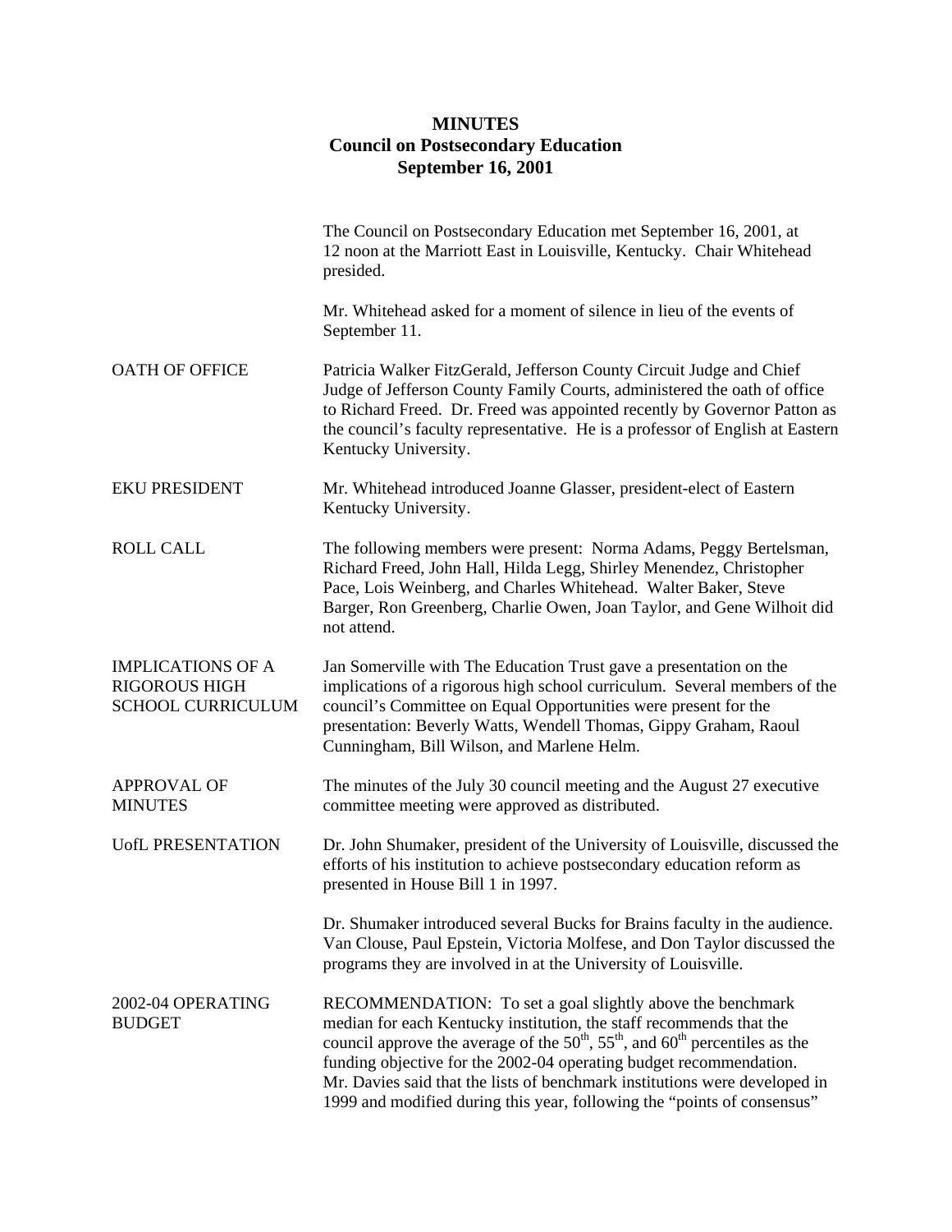# MINUTES
## Council on Postsecondary Education
### September 16, 2001

The Council on Postsecondary Education met September 16, 2001, at 12 noon at the Marriott East in Louisville, Kentucky. Chair Whitehead presided.

Mr. Whitehead asked for a moment of silence in lieu of the events of September 11.

**OATH OF OFFICE**

Patricia Walker FitzGerald, Jefferson County Circuit Judge and Chief Judge of Jefferson County Family Courts, administered the oath of office to Richard Freed. Dr. Freed was appointed recently by Governor Patton as the council's faculty representative. He is a professor of English at Eastern Kentucky University.

**EKU PRESIDENT**

Mr. Whitehead introduced Joanne Glasser, president-elect of Eastern Kentucky University.

**ROLL CALL**

The following members were present: Norma Adams, Peggy Bertelsman, Richard Freed, John Hall, Hilda Legg, Shirley Menendez, Christopher Pace, Lois Weinberg, and Charles Whitehead. Walter Baker, Steve Barger, Ron Greenberg, Charlie Owen, Joan Taylor, and Gene Wilhoit did not attend.

**IMPLICATIONS OF A RIGOROUS HIGH SCHOOL CURRICULUM**

Jan Somerville with The Education Trust gave a presentation on the implications of a rigorous high school curriculum. Several members of the council's Committee on Equal Opportunities were present for the presentation: Beverly Watts, Wendell Thomas, Gippy Graham, Raoul Cunningham, Bill Wilson, and Marlene Helm.

**APPROVAL OF MINUTES**

The minutes of the July 30 council meeting and the August 27 executive committee meeting were approved as distributed.

**UofL PRESENTATION**

Dr. John Shumaker, president of the University of Louisville, discussed the efforts of his institution to achieve postsecondary education reform as presented in House Bill 1 in 1997.

Dr. Shumaker introduced several Bucks for Brains faculty in the audience. Van Clouse, Paul Epstein, Victoria Molfese, and Don Taylor discussed the programs they are involved in at the University of Louisville.

**2002-04 OPERATING BUDGET**

RECOMMENDATION: To set a goal slightly above the benchmark median for each Kentucky institution, the staff recommends that the council approve the average of the $50^{th}$, $55^{th}$, and $60^{th}$ percentiles as the funding objective for the 2002-04 operating budget recommendation. Mr. Davies said that the lists of benchmark institutions were developed in 1999 and modified during this year, following the "points of consensus"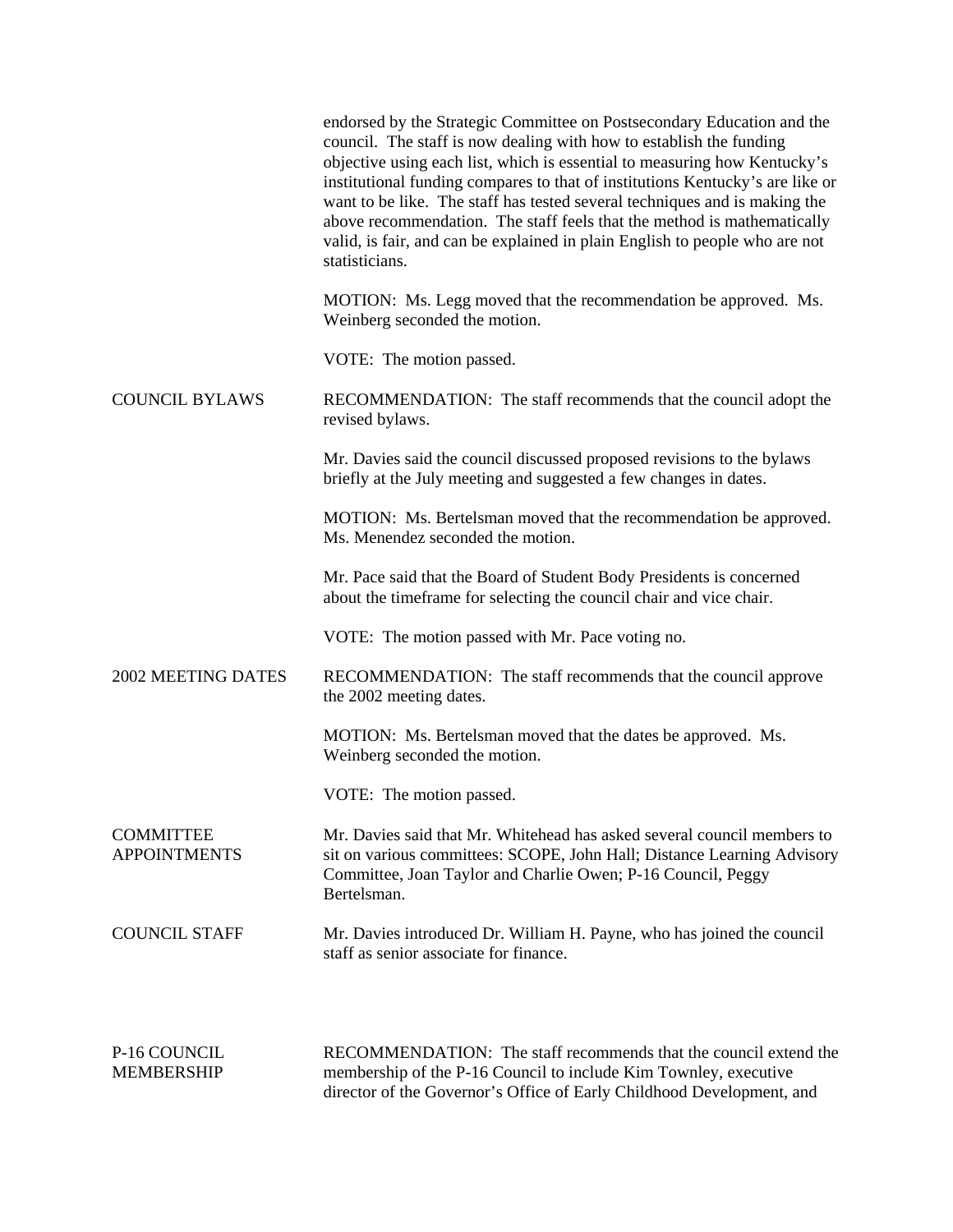endorsed by the Strategic Committee on Postsecondary Education and the council. The staff is now dealing with how to establish the funding objective using each list, which is essential to measuring how Kentucky's institutional funding compares to that of institutions Kentucky's are like or want to be like. The staff has tested several techniques and is making the above recommendation. The staff feels that the method is mathematically valid, is fair, and can be explained in plain English to people who are not statisticians.

MOTION: Ms. Legg moved that the recommendation be approved. Ms. Weinberg seconded the motion.

VOTE: The motion passed.

**COUNCIL BYLAWS**

RECOMMENDATION: The staff recommends that the council adopt the revised bylaws.

Mr. Davies said the council discussed proposed revisions to the bylaws briefly at the July meeting and suggested a few changes in dates.

MOTION: Ms. Bertelsman moved that the recommendation be approved. Ms. Menendez seconded the motion.

Mr. Pace said that the Board of Student Body Presidents is concerned about the timeframe for selecting the council chair and vice chair.

VOTE: The motion passed with Mr. Pace voting no.

**2002 MEETING DATES**

RECOMMENDATION: The staff recommends that the council approve the 2002 meeting dates.

MOTION: Ms. Bertelsman moved that the dates be approved. Ms. Weinberg seconded the motion.

VOTE: The motion passed.

**COMMITTEE APPOINTMENTS**

Mr. Davies said that Mr. Whitehead has asked several council members to sit on various committees: SCOPE, John Hall; Distance Learning Advisory Committee, Joan Taylor and Charlie Owen; P-16 Council, Peggy Bertelsman.

**COUNCIL STAFF**

Mr. Davies introduced Dr. William H. Payne, who has joined the council staff as senior associate for finance.

**P-16 COUNCIL MEMBERSHIP**

RECOMMENDATION: The staff recommends that the council extend the membership of the P-16 Council to include Kim Townley, executive director of the Governor's Office of Early Childhood Development, and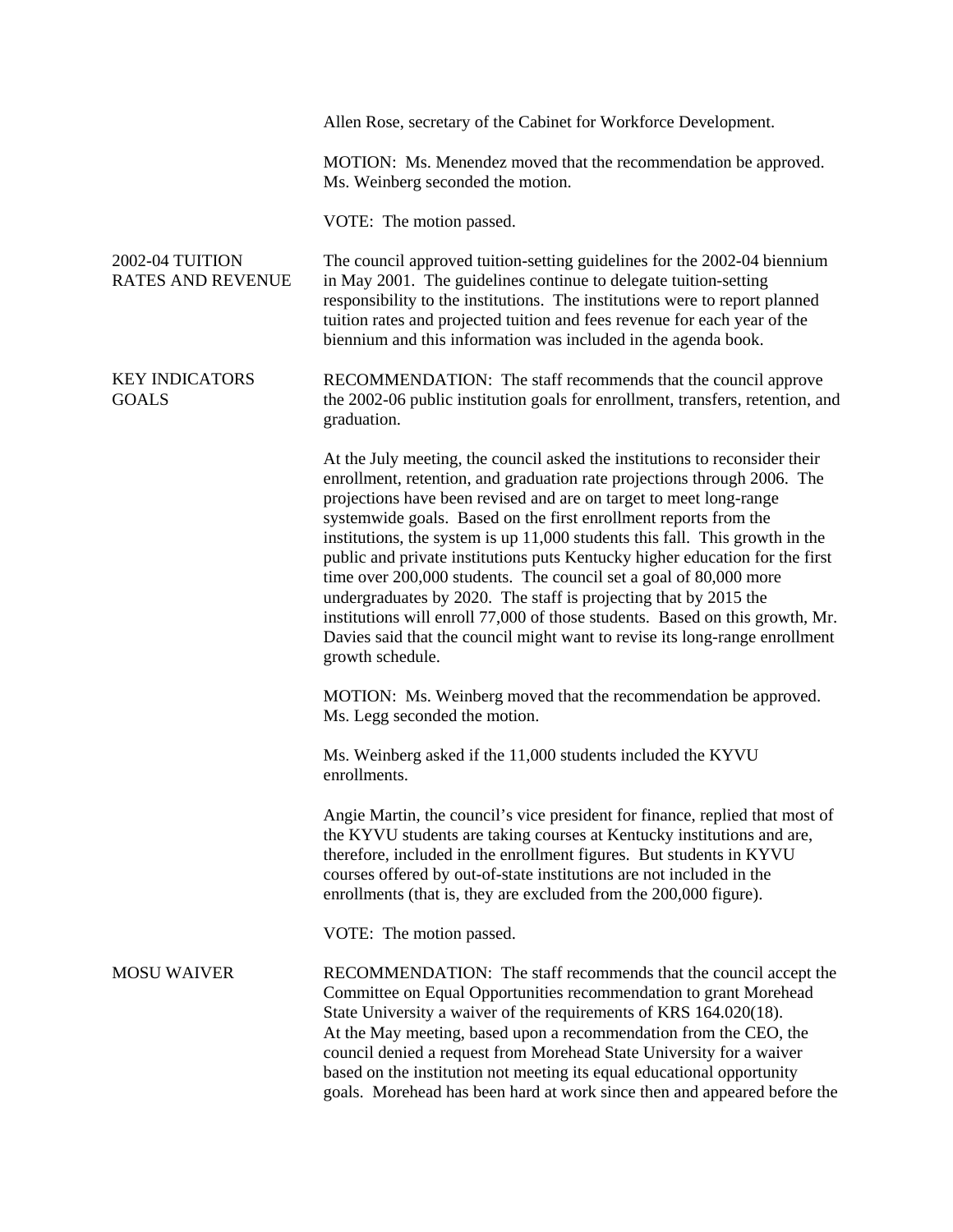Allen Rose, secretary of the Cabinet for Workforce Development.

MOTION: Ms. Menendez moved that the recommendation be approved. Ms. Weinberg seconded the motion.

VOTE: The motion passed.

**2002-04 TUITION RATES AND REVENUE**

The council approved tuition-setting guidelines for the 2002-04 biennium in May 2001. The guidelines continue to delegate tuition-setting responsibility to the institutions. The institutions were to report planned tuition rates and projected tuition and fees revenue for each year of the biennium and this information was included in the agenda book.

**KEY INDICATORS GOALS**

RECOMMENDATION: The staff recommends that the council approve the 2002-06 public institution goals for enrollment, transfers, retention, and graduation.

At the July meeting, the council asked the institutions to reconsider their enrollment, retention, and graduation rate projections through 2006. The projections have been revised and are on target to meet long-range systemwide goals. Based on the first enrollment reports from the institutions, the system is up 11,000 students this fall. This growth in the public and private institutions puts Kentucky higher education for the first time over 200,000 students. The council set a goal of 80,000 more undergraduates by 2020. The staff is projecting that by 2015 the institutions will enroll 77,000 of those students. Based on this growth, Mr. Davies said that the council might want to revise its long-range enrollment growth schedule.

MOTION: Ms. Weinberg moved that the recommendation be approved. Ms. Legg seconded the motion.

Ms. Weinberg asked if the 11,000 students included the KYVU enrollments.

Angie Martin, the council's vice president for finance, replied that most of the KYVU students are taking courses at Kentucky institutions and are, therefore, included in the enrollment figures. But students in KYVU courses offered by out-of-state institutions are not included in the enrollments (that is, they are excluded from the 200,000 figure).

VOTE: The motion passed.

**MOSU WAIVER**

RECOMMENDATION: The staff recommends that the council accept the Committee on Equal Opportunities recommendation to grant Morehead State University a waiver of the requirements of KRS 164.020(18).
At the May meeting, based upon a recommendation from the CEO, the council denied a request from Morehead State University for a waiver based on the institution not meeting its equal educational opportunity goals. Morehead has been hard at work since then and appeared before the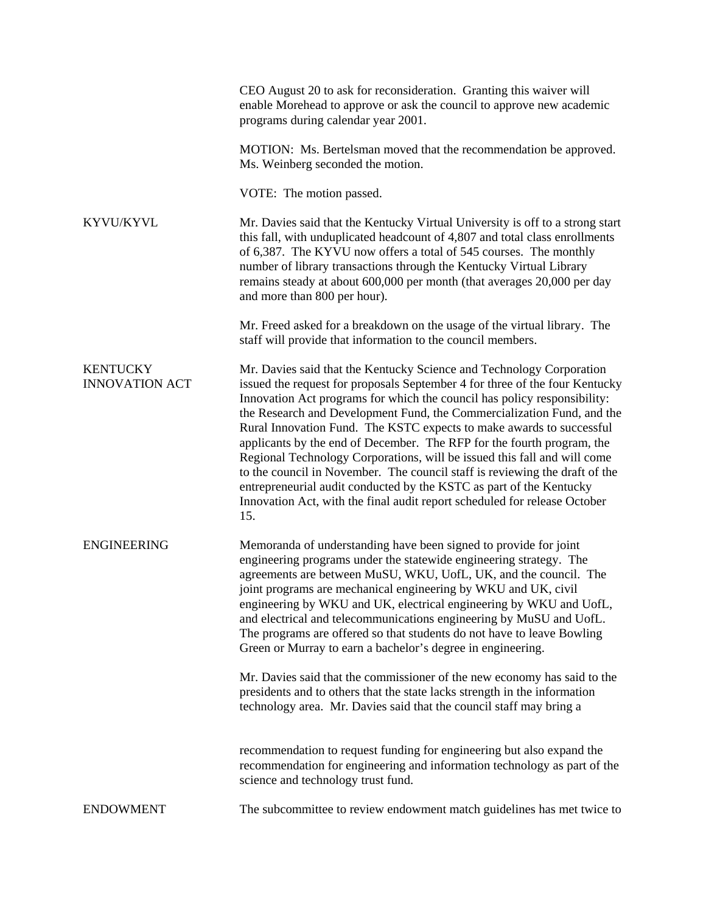CEO August 20 to ask for reconsideration. Granting this waiver will enable Morehead to approve or ask the council to approve new academic programs during calendar year 2001.

MOTION: Ms. Bertelsman moved that the recommendation be approved. Ms. Weinberg seconded the motion.

VOTE: The motion passed.

**KYVU/KYVL**

Mr. Davies said that the Kentucky Virtual University is off to a strong start this fall, with unduplicated headcount of 4,807 and total class enrollments of 6,387. The KYVU now offers a total of 545 courses. The monthly number of library transactions through the Kentucky Virtual Library remains steady at about 600,000 per month (that averages 20,000 per day and more than 800 per hour).

Mr. Freed asked for a breakdown on the usage of the virtual library. The staff will provide that information to the council members.

**KENTUCKY INNOVATION ACT**

Mr. Davies said that the Kentucky Science and Technology Corporation issued the request for proposals September 4 for three of the four Kentucky Innovation Act programs for which the council has policy responsibility: the Research and Development Fund, the Commercialization Fund, and the Rural Innovation Fund. The KSTC expects to make awards to successful applicants by the end of December. The RFP for the fourth program, the Regional Technology Corporations, will be issued this fall and will come to the council in November. The council staff is reviewing the draft of the entrepreneurial audit conducted by the KSTC as part of the Kentucky Innovation Act, with the final audit report scheduled for release October 15.

**ENGINEERING**

Memoranda of understanding have been signed to provide for joint engineering programs under the statewide engineering strategy. The agreements are between MuSU, WKU, UofL, UK, and the council. The joint programs are mechanical engineering by WKU and UK, civil engineering by WKU and UK, electrical engineering by WKU and UofL, and electrical and telecommunications engineering by MuSU and UofL. The programs are offered so that students do not have to leave Bowling Green or Murray to earn a bachelor's degree in engineering.

Mr. Davies said that the commissioner of the new economy has said to the presidents and to others that the state lacks strength in the information technology area. Mr. Davies said that the council staff may bring a recommendation to request funding for engineering but also expand the recommendation for engineering and information technology as part of the science and technology trust fund.

**ENDOWMENT**

The subcommittee to review endowment match guidelines has met twice to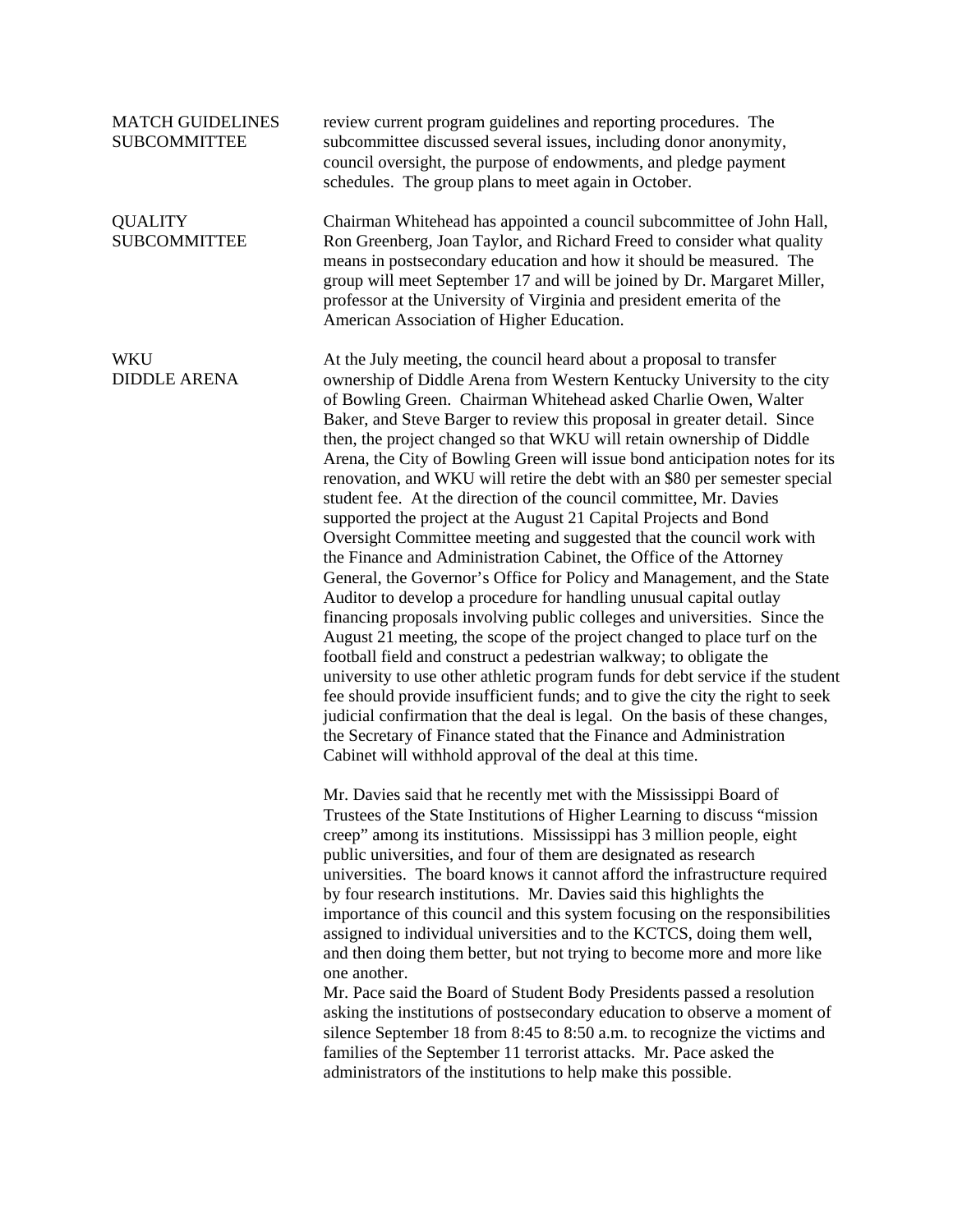**MATCH GUIDELINES SUBCOMMITTEE**

review current program guidelines and reporting procedures. The subcommittee discussed several issues, including donor anonymity, council oversight, the purpose of endowments, and pledge payment schedules. The group plans to meet again in October.

**QUALITY SUBCOMMITTEE**

Chairman Whitehead has appointed a council subcommittee of John Hall, Ron Greenberg, Joan Taylor, and Richard Freed to consider what quality means in postsecondary education and how it should be measured. The group will meet September 17 and will be joined by Dr. Margaret Miller, professor at the University of Virginia and president emerita of the American Association of Higher Education.

**WKU DIDDLE ARENA**

At the July meeting, the council heard about a proposal to transfer ownership of Diddle Arena from Western Kentucky University to the city of Bowling Green. Chairman Whitehead asked Charlie Owen, Walter Baker, and Steve Barger to review this proposal in greater detail. Since then, the project changed so that WKU will retain ownership of Diddle Arena, the City of Bowling Green will issue bond anticipation notes for its renovation, and WKU will retire the debt with an $80 per semester special student fee. At the direction of the council committee, Mr. Davies supported the project at the August 21 Capital Projects and Bond Oversight Committee meeting and suggested that the council work with the Finance and Administration Cabinet, the Office of the Attorney General, the Governor's Office for Policy and Management, and the State Auditor to develop a procedure for handling unusual capital outlay financing proposals involving public colleges and universities. Since the August 21 meeting, the scope of the project changed to place turf on the football field and construct a pedestrian walkway; to obligate the university to use other athletic program funds for debt service if the student fee should provide insufficient funds; and to give the city the right to seek judicial confirmation that the deal is legal. On the basis of these changes, the Secretary of Finance stated that the Finance and Administration Cabinet will withhold approval of the deal at this time.

Mr. Davies said that he recently met with the Mississippi Board of Trustees of the State Institutions of Higher Learning to discuss "mission creep" among its institutions. Mississippi has 3 million people, eight public universities, and four of them are designated as research universities. The board knows it cannot afford the infrastructure required by four research institutions. Mr. Davies said this highlights the importance of this council and this system focusing on the responsibilities assigned to individual universities and to the KCTCS, doing them well, and then doing them better, but not trying to become more and more like one another.

Mr. Pace said the Board of Student Body Presidents passed a resolution asking the institutions of postsecondary education to observe a moment of silence September 18 from 8:45 to 8:50 a.m. to recognize the victims and families of the September 11 terrorist attacks. Mr. Pace asked the administrators of the institutions to help make this possible.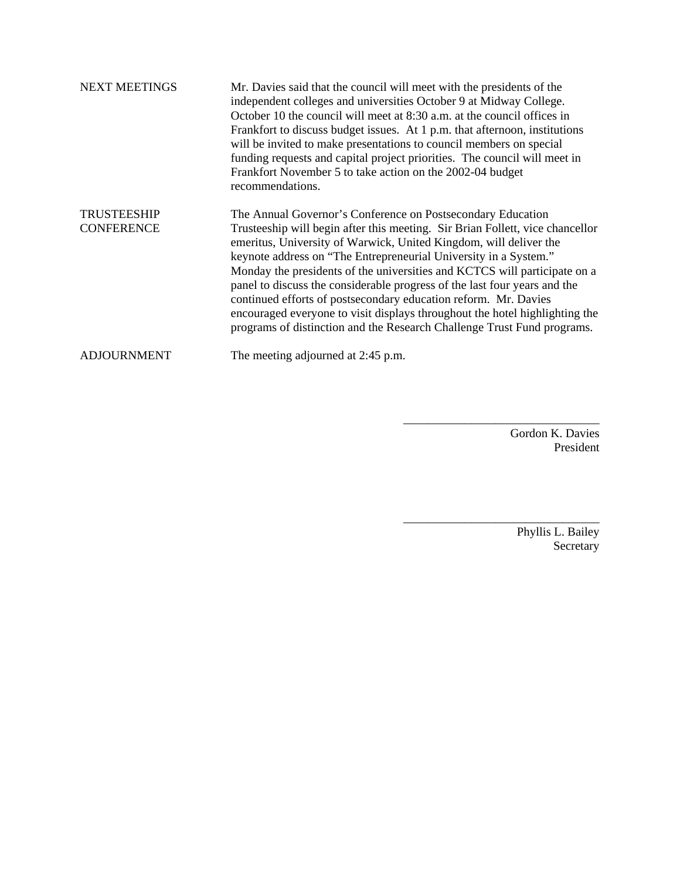**NEXT MEETINGS**

Mr. Davies said that the council will meet with the presidents of the independent colleges and universities October 9 at Midway College. October 10 the council will meet at 8:30 a.m. at the council offices in Frankfort to discuss budget issues. At 1 p.m. that afternoon, institutions will be invited to make presentations to council members on special funding requests and capital project priorities. The council will meet in Frankfort November 5 to take action on the 2002-04 budget recommendations.

**TRUSTEESHIP CONFERENCE**

The Annual Governor's Conference on Postsecondary Education Trusteeship will begin after this meeting. Sir Brian Follett, vice chancellor emeritus, University of Warwick, United Kingdom, will deliver the keynote address on "The Entrepreneurial University in a System." Monday the presidents of the universities and KCTCS will participate on a panel to discuss the considerable progress of the last four years and the continued efforts of postsecondary education reform. Mr. Davies encouraged everyone to visit displays throughout the hotel highlighting the programs of distinction and the Research Challenge Trust Fund programs.

**ADJOURNMENT**

The meeting adjourned at 2:45 p.m.

\_\_\_\_\_\_\_\_\_\_\_\_\_\_\_\_\_\_\_\_\_\_\_\_\_\_\_\_\_\_\_\_

Gordon K. Davies
President

\_\_\_\_\_\_\_\_\_\_\_\_\_\_\_\_\_\_\_\_\_\_\_\_\_\_\_\_\_\_\_\_

Phyllis L. Bailey
Secretary